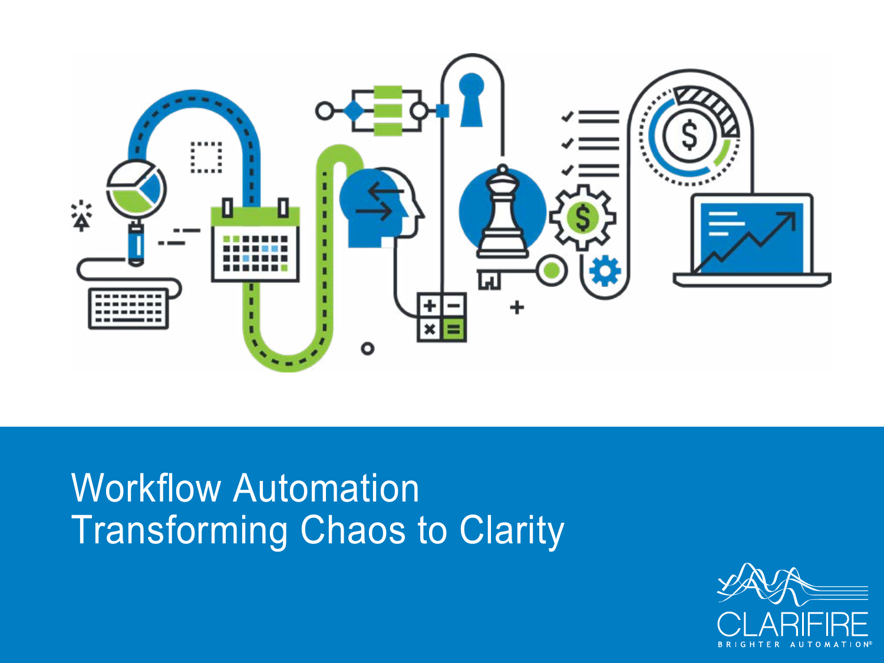# Workflow Automation
## Transforming Chaos to Clarity

CLARIFIRE

BRIGHTER AUTOMATION®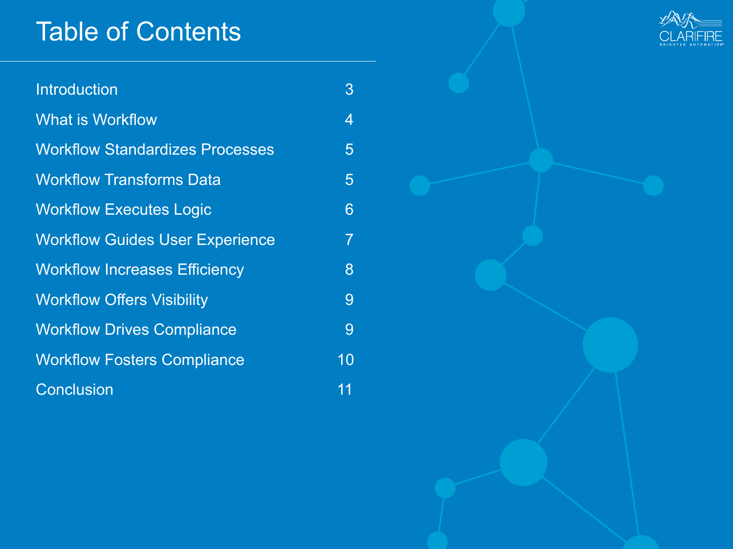# Table of Contents

| | |
|---|---|
| Introduction | 3 |
| What is Workflow | 4 |
| Workflow Standardizes Processes | 5 |
| Workflow Transforms Data | 5 |
| Workflow Executes Logic | 6 |
| Workflow Guides User Experience | 7 |
| Workflow Increases Efficiency | 8 |
| Workflow Offers Visibility | 9 |
| Workflow Drives Compliance | 9 |
| Workflow Fosters Compliance | 10 |
| Conclusion | 11 |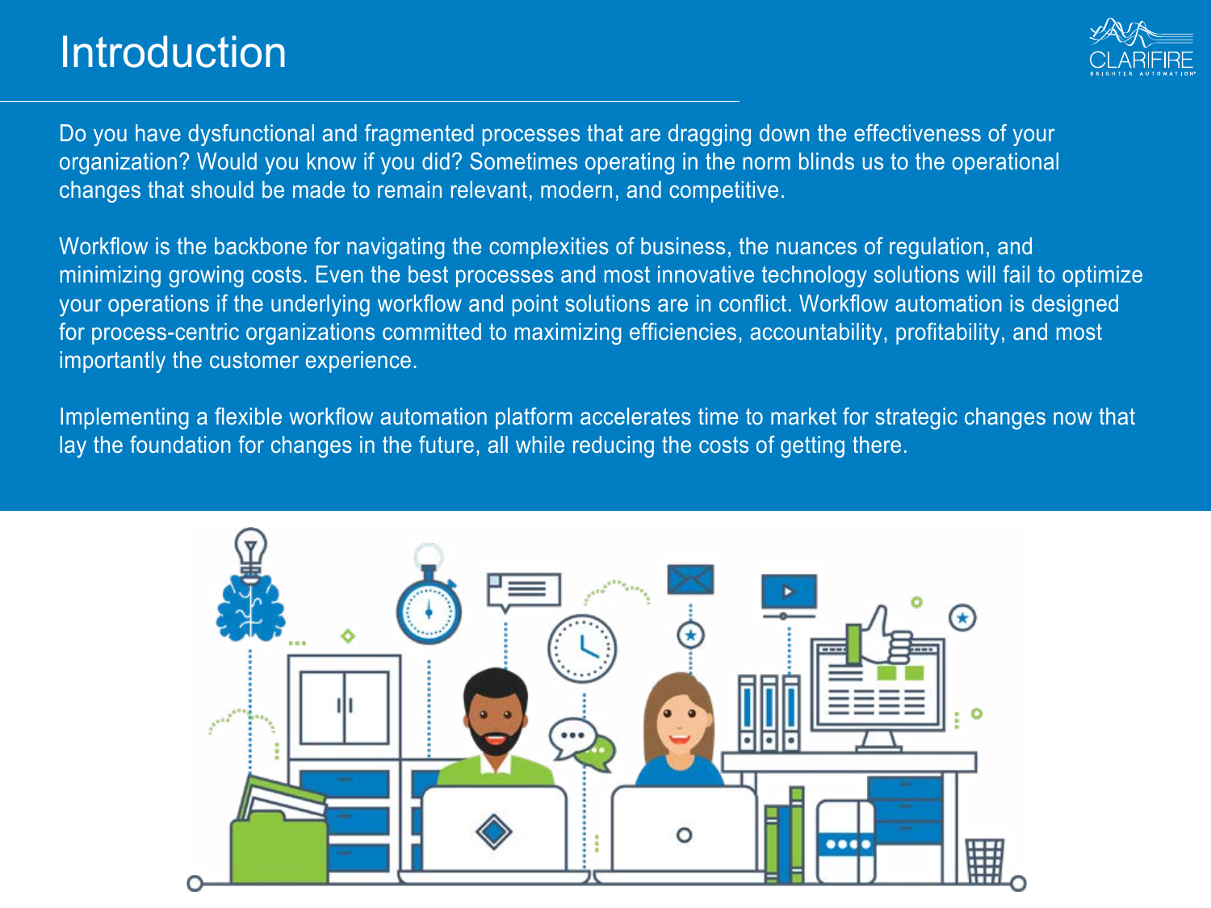# Introduction

Do you have dysfunctional and fragmented processes that are dragging down the effectiveness of your organization? Would you know if you did? Sometimes operating in the norm blinds us to the operational changes that should be made to remain relevant, modern, and competitive.

Workflow is the backbone for navigating the complexities of business, the nuances of regulation, and minimizing growing costs. Even the best processes and most innovative technology solutions will fail to optimize your operations if the underlying workflow and point solutions are in conflict. Workflow automation is designed for process-centric organizations committed to maximizing efficiencies, accountability, profitability, and most importantly the customer experience.

Implementing a flexible workflow automation platform accelerates time to market for strategic changes now that lay the foundation for changes in the future, all while reducing the costs of getting there.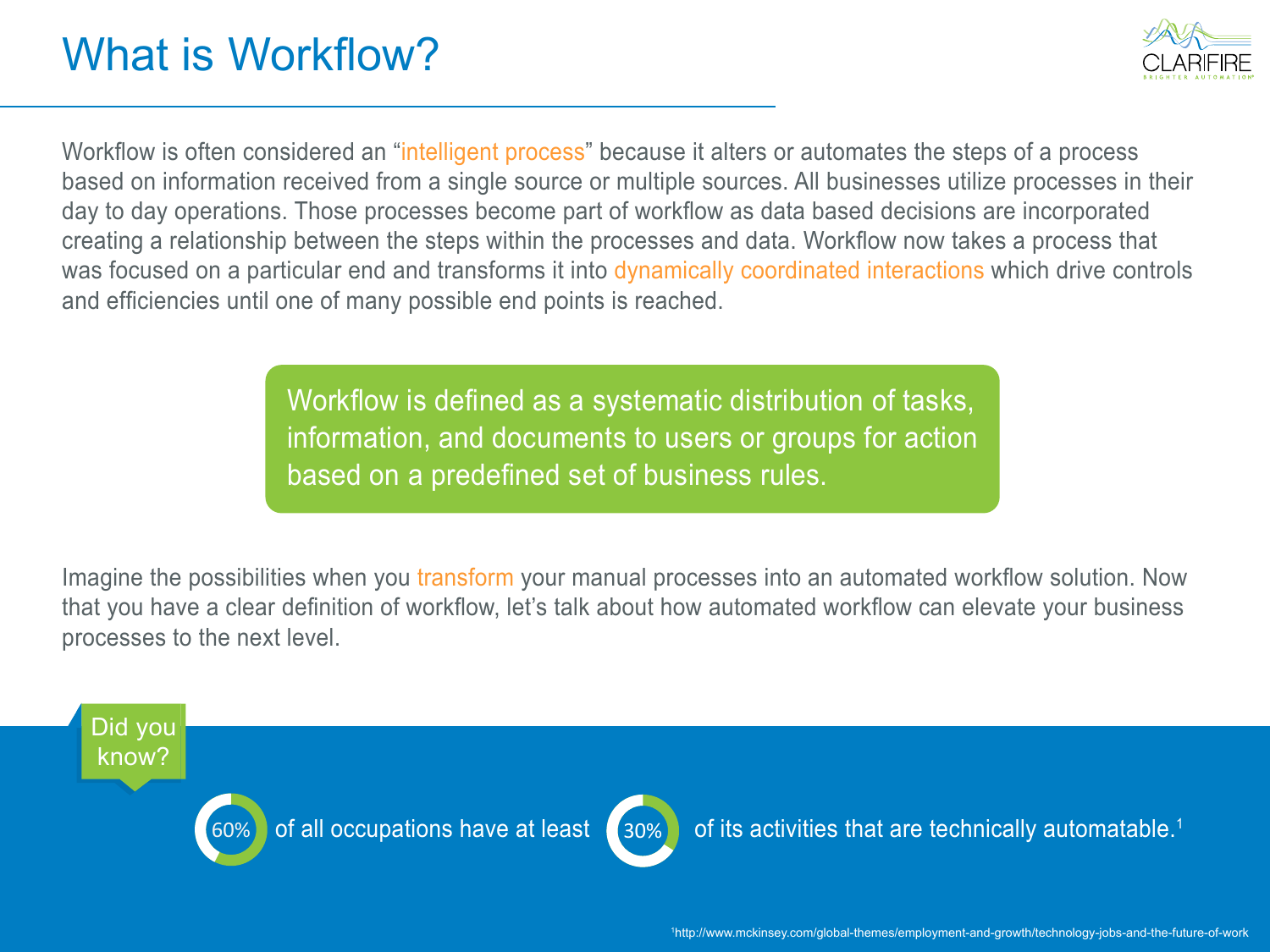# What is Workflow?

Workflow is often considered an "intelligent process" because it alters or automates the steps of a process based on information received from a single source or multiple sources. All businesses utilize processes in their day to day operations. Those processes become part of workflow as data based decisions are incorporated creating a relationship between the steps within the processes and data. Workflow now takes a process that was focused on a particular end and transforms it into dynamically coordinated interactions which drive controls and efficiencies until one of many possible end points is reached.

> Workflow is defined as a systematic distribution of tasks, information, and documents to users or groups for action based on a predefined set of business rules.

Imagine the possibilities when you transform your manual processes into an automated workflow solution. Now that you have a clear definition of workflow, let's talk about how automated workflow can elevate your business processes to the next level.

**Did you know?**

60% of all occupations have at least 30% of its activities that are technically automatable.[1]

[1] http://www.mckinsey.com/global-themes/employment-and-growth/technology-jobs-and-the-future-of-work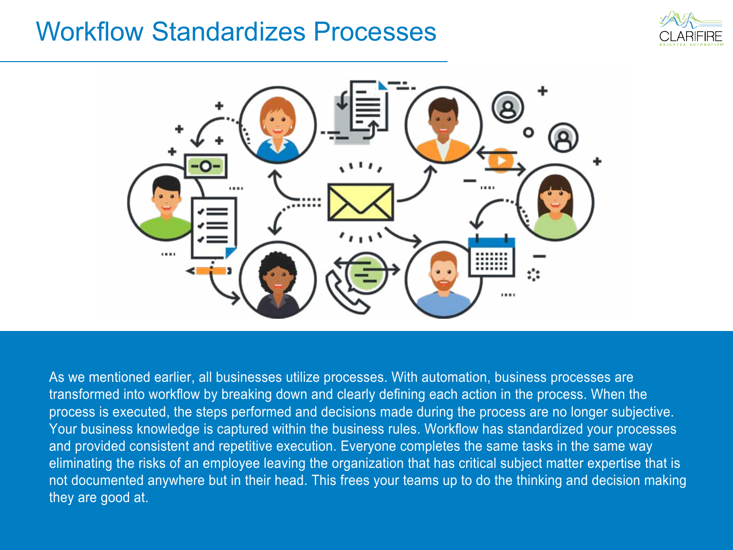# Workflow Standardizes Processes

As we mentioned earlier, all businesses utilize processes. With automation, business processes are transformed into workflow by breaking down and clearly defining each action in the process. When the process is executed, the steps performed and decisions made during the process are no longer subjective. Your business knowledge is captured within the business rules. Workflow has standardized your processes and provided consistent and repetitive execution. Everyone completes the same tasks in the same way eliminating the risks of an employee leaving the organization that has critical subject matter expertise that is not documented anywhere but in their head. This frees your teams up to do the thinking and decision making they are good at.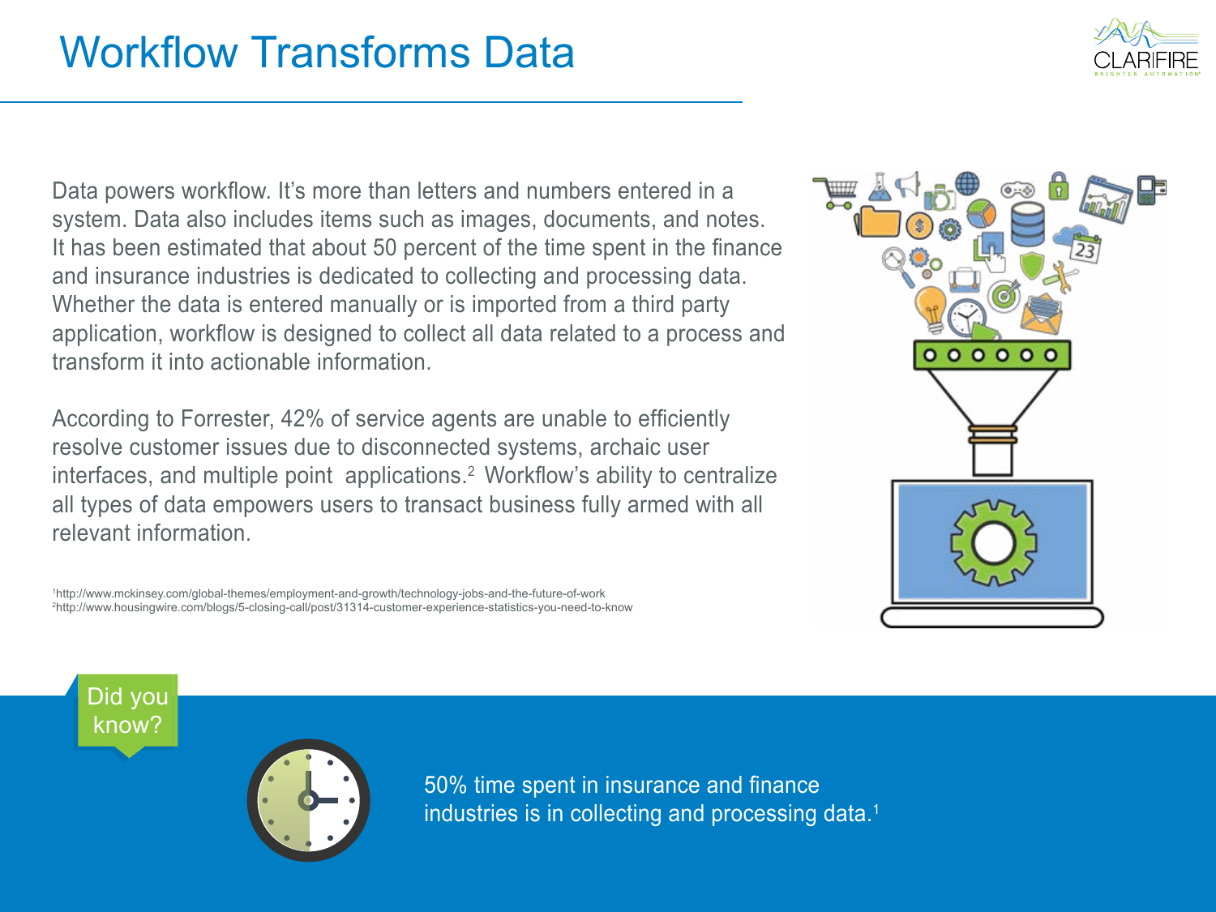# Workflow Transforms Data

Data powers workflow. It's more than letters and numbers entered in a system. Data also includes items such as images, documents, and notes. It has been estimated that about 50 percent of the time spent in the finance and insurance industries is dedicated to collecting and processing data. Whether the data is entered manually or is imported from a third party application, workflow is designed to collect all data related to a process and transform it into actionable information.

According to Forrester, 42% of service agents are unable to efficiently resolve customer issues due to disconnected systems, archaic user interfaces, and multiple point applications.[2] Workflow's ability to centralize all types of data empowers users to transact business fully armed with all relevant information.

[1]http://www.mckinsey.com/global-themes/employment-and-growth/technology-jobs-and-the-future-of-work
[2]http://www.housingwire.com/blogs/5-closing-call/post/31314-customer-experience-statistics-you-need-to-know

Did you know?

50% time spent in insurance and finance industries is in collecting and processing data.[1]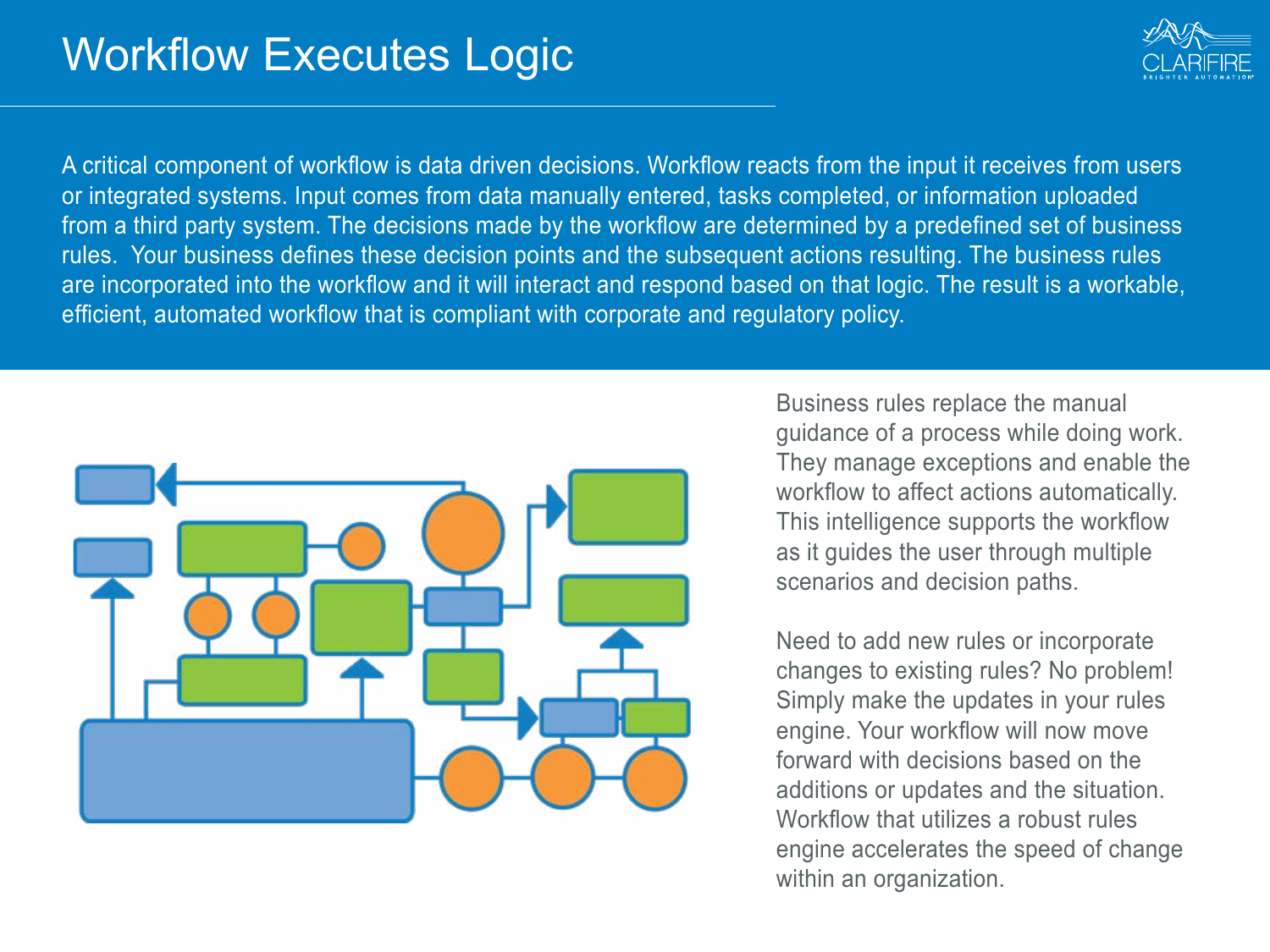# Workflow Executes Logic

A critical component of workflow is data driven decisions. Workflow reacts from the input it receives from users or integrated systems. Input comes from data manually entered, tasks completed, or information uploaded from a third party system. The decisions made by the workflow are determined by a predefined set of business rules.  Your business defines these decision points and the subsequent actions resulting. The business rules are incorporated into the workflow and it will interact and respond based on that logic. The result is a workable, efficient, automated workflow that is compliant with corporate and regulatory policy.

Business rules replace the manual guidance of a process while doing work. They manage exceptions and enable the workflow to affect actions automatically. This intelligence supports the workflow as it guides the user through multiple scenarios and decision paths.

Need to add new rules or incorporate changes to existing rules? No problem! Simply make the updates in your rules engine. Your workflow will now move forward with decisions based on the additions or updates and the situation. Workflow that utilizes a robust rules engine accelerates the speed of change within an organization.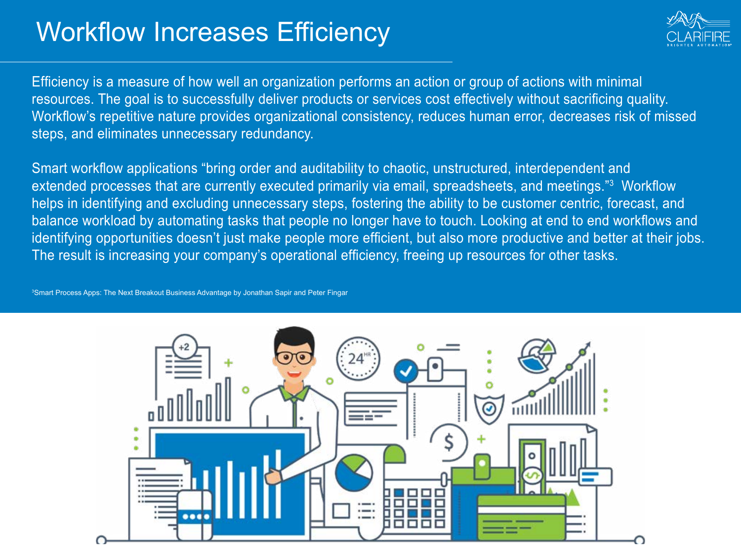# Workflow Increases Efficiency

Efficiency is a measure of how well an organization performs an action or group of actions with minimal resources. The goal is to successfully deliver products or services cost effectively without sacrificing quality. Workflow's repetitive nature provides organizational consistency, reduces human error, decreases risk of missed steps, and eliminates unnecessary redundancy.

Smart workflow applications "bring order and auditability to chaotic, unstructured, interdependent and extended processes that are currently executed primarily via email, spreadsheets, and meetings."[3] Workflow helps in identifying and excluding unnecessary steps, fostering the ability to be customer centric, forecast, and balance workload by automating tasks that people no longer have to touch. Looking at end to end workflows and identifying opportunities doesn't just make people more efficient, but also more productive and better at their jobs. The result is increasing your company's operational efficiency, freeing up resources for other tasks.

[3] Smart Process Apps: The Next Breakout Business Advantage by Jonathan Sapir and Peter Fingar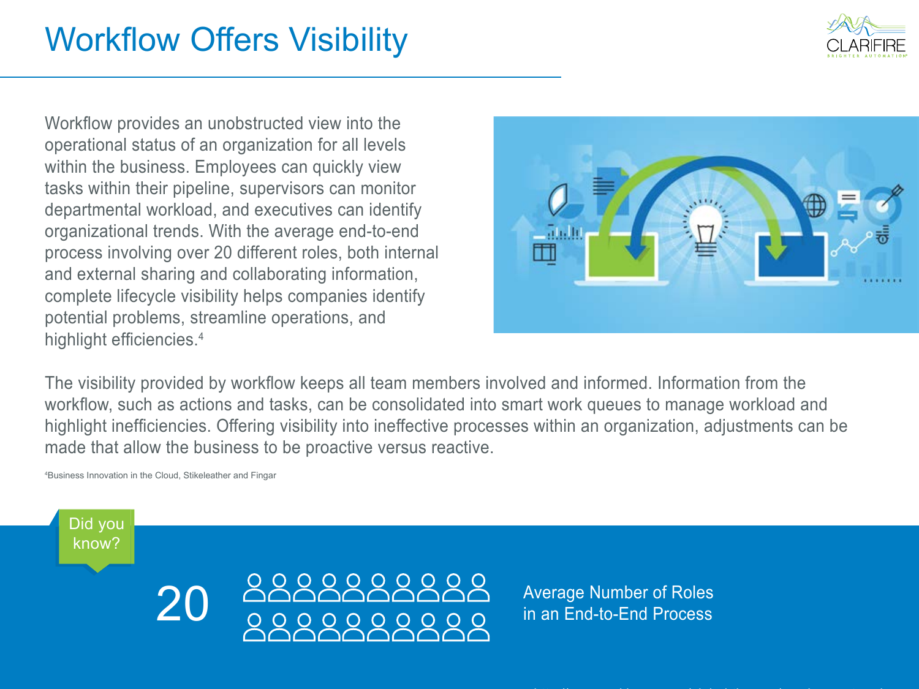# Workflow Offers Visibility

Workflow provides an unobstructed view into the operational status of an organization for all levels within the business. Employees can quickly view tasks within their pipeline, supervisors can monitor departmental workload, and executives can identify organizational trends. With the average end-to-end process involving over 20 different roles, both internal and external sharing and collaborating information, complete lifecycle visibility helps companies identify potential problems, streamline operations, and highlight efficiencies.[4]

The visibility provided by workflow keeps all team members involved and informed. Information from the workflow, such as actions and tasks, can be consolidated into smart work queues to manage workload and highlight inefficiencies. Offering visibility into ineffective processes within an organization, adjustments can be made that allow the business to be proactive versus reactive.

[4] Business Innovation in the Cloud, Stikeleather and Fingar

Did you know?

20

Average Number of Roles in an End-to-End Process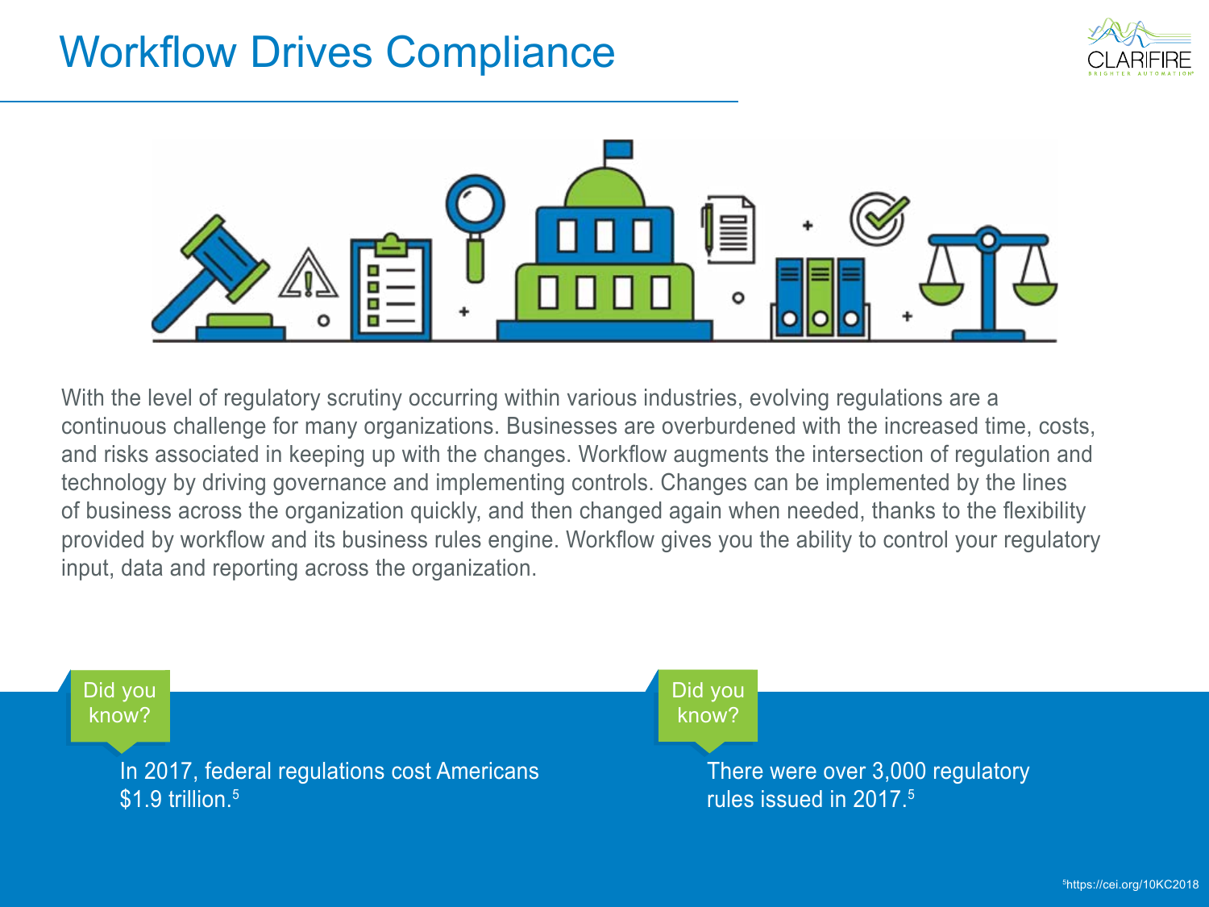# Workflow Drives Compliance

With the level of regulatory scrutiny occurring within various industries, evolving regulations are a continuous challenge for many organizations. Businesses are overburdened with the increased time, costs, and risks associated in keeping up with the changes. Workflow augments the intersection of regulation and technology by driving governance and implementing controls. Changes can be implemented by the lines of business across the organization quickly, and then changed again when needed, thanks to the flexibility provided by workflow and its business rules engine. Workflow gives you the ability to control your regulatory input, data and reporting across the organization.

**Did you know?**

In 2017, federal regulations cost Americans $1.9 trillion.[5]

**Did you know?**

There were over 3,000 regulatory rules issued in 2017.[5]

[5]https://cei.org/10KC2018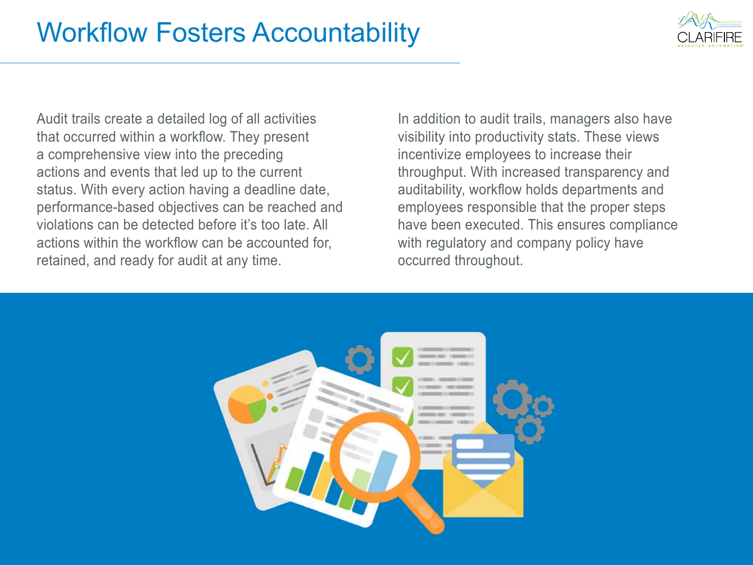# Workflow Fosters Accountability

Audit trails create a detailed log of all activities that occurred within a workflow. They present a comprehensive view into the preceding actions and events that led up to the current status. With every action having a deadline date, performance-based objectives can be reached and violations can be detected before it's too late. All actions within the workflow can be accounted for, retained, and ready for audit at any time.

In addition to audit trails, managers also have visibility into productivity stats. These views incentivize employees to increase their throughput. With increased transparency and auditability, workflow holds departments and employees responsible that the proper steps have been executed. This ensures compliance with regulatory and company policy have occurred throughout.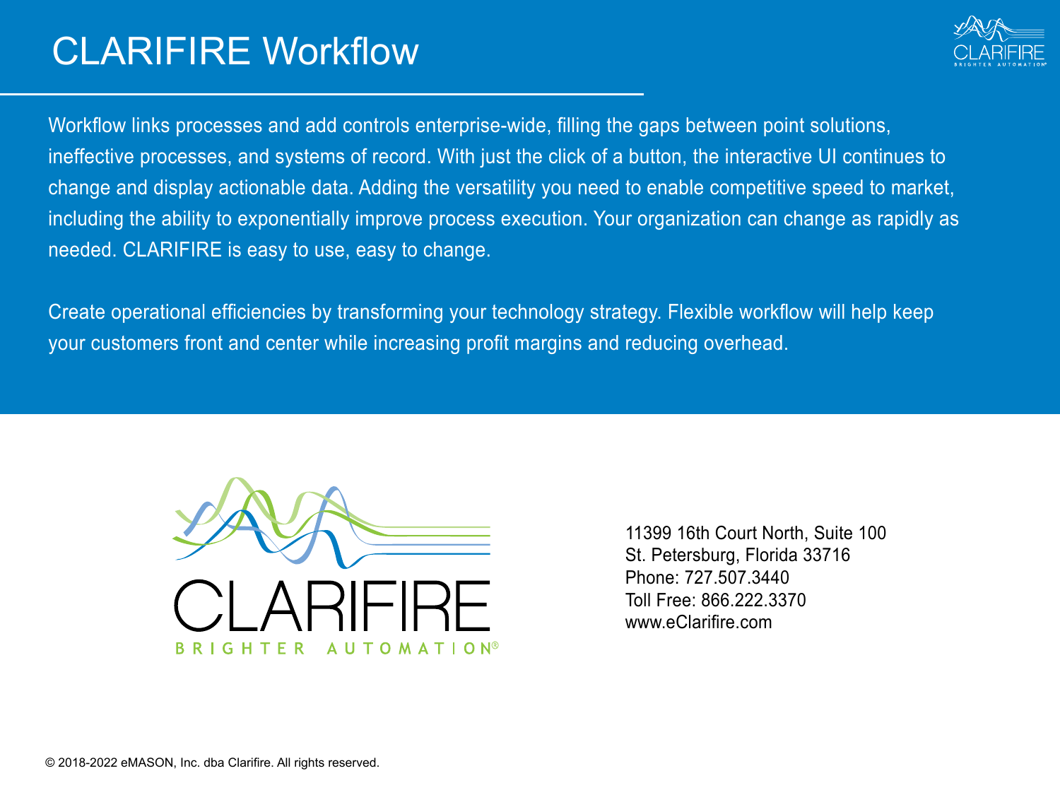# CLARIFIRE Workflow

Workflow links processes and add controls enterprise-wide, filling the gaps between point solutions, ineffective processes, and systems of record. With just the click of a button, the interactive UI continues to change and display actionable data. Adding the versatility you need to enable competitive speed to market, including the ability to exponentially improve process execution. Your organization can change as rapidly as needed. CLARIFIRE is easy to use, easy to change.

Create operational efficiencies by transforming your technology strategy. Flexible workflow will help keep your customers front and center while increasing profit margins and reducing overhead.

CLARIFIRE
BRIGHTER AUTOMATION®

11399 16th Court North, Suite 100
St. Petersburg, Florida 33716
Phone: 727.507.3440
Toll Free: 866.222.3370
www.eClarifire.com

© 2018-2022 eMASON, Inc. dba Clarifire. All rights reserved.